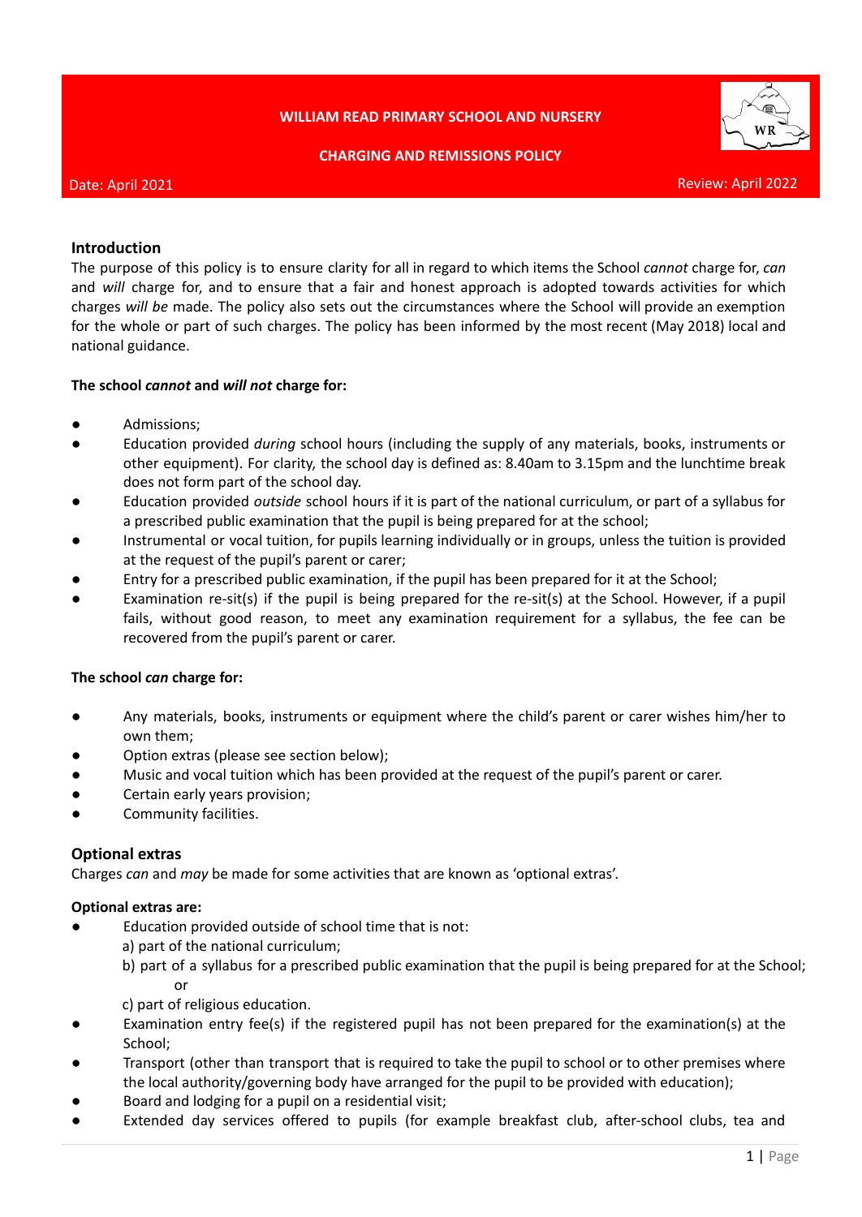# WILLIAM READ PRIMARY SCHOOL AND NURSERY

## CHARGING AND REMISSIONS POLICY

Date: April 2021 Review: April 2022

## Introduction

The purpose of this policy is to ensure clarity for all in regard to which items the School *cannot* charge for, *can* and *will* charge for, and to ensure that a fair and honest approach is adopted towards activities for which charges *will be* made. The policy also sets out the circumstances where the School will provide an exemption for the whole or part of such charges. The policy has been informed by the most recent (May 2018) local and national guidance.

**The school *cannot* and *will not* charge for:**

- Admissions;
- Education provided *during* school hours (including the supply of any materials, books, instruments or other equipment). For clarity, the school day is defined as: 8.40am to 3.15pm and the lunchtime break does not form part of the school day.
- Education provided *outside* school hours if it is part of the national curriculum, or part of a syllabus for a prescribed public examination that the pupil is being prepared for at the school;
- Instrumental or vocal tuition, for pupils learning individually or in groups, unless the tuition is provided at the request of the pupil's parent or carer;
- Entry for a prescribed public examination, if the pupil has been prepared for it at the School;
- Examination re-sit(s) if the pupil is being prepared for the re-sit(s) at the School. However, if a pupil fails, without good reason, to meet any examination requirement for a syllabus, the fee can be recovered from the pupil's parent or carer.

**The school *can* charge for:**

- Any materials, books, instruments or equipment where the child's parent or carer wishes him/her to own them;
- Option extras (please see section below);
- Music and vocal tuition which has been provided at the request of the pupil's parent or carer.
- Certain early years provision;
- Community facilities.

## Optional extras

Charges *can* and *may* be made for some activities that are known as 'optional extras'.

**Optional extras are:**

- Education provided outside of school time that is not:
  a) part of the national curriculum;
  b) part of a syllabus for a prescribed public examination that the pupil is being prepared for at the School; or
  c) part of religious education.
- Examination entry fee(s) if the registered pupil has not been prepared for the examination(s) at the School;
- Transport (other than transport that is required to take the pupil to school or to other premises where the local authority/governing body have arranged for the pupil to be provided with education);
- Board and lodging for a pupil on a residential visit;
- Extended day services offered to pupils (for example breakfast club, after-school clubs, tea and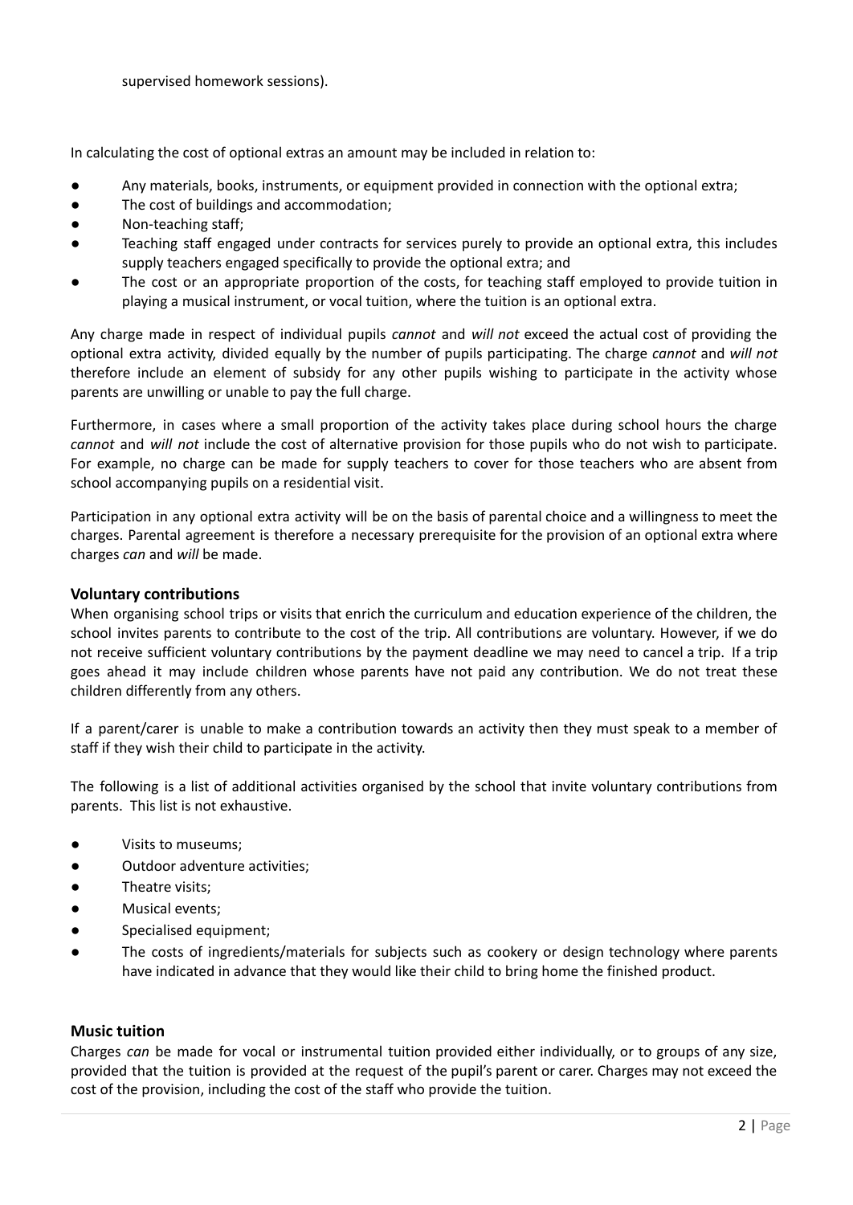supervised homework sessions).

In calculating the cost of optional extras an amount may be included in relation to:

- Any materials, books, instruments, or equipment provided in connection with the optional extra;
- The cost of buildings and accommodation;
- Non-teaching staff;
- Teaching staff engaged under contracts for services purely to provide an optional extra, this includes supply teachers engaged specifically to provide the optional extra; and
- The cost or an appropriate proportion of the costs, for teaching staff employed to provide tuition in playing a musical instrument, or vocal tuition, where the tuition is an optional extra.

Any charge made in respect of individual pupils *cannot* and *will not* exceed the actual cost of providing the optional extra activity, divided equally by the number of pupils participating. The charge *cannot* and *will not* therefore include an element of subsidy for any other pupils wishing to participate in the activity whose parents are unwilling or unable to pay the full charge.

Furthermore, in cases where a small proportion of the activity takes place during school hours the charge *cannot* and *will not* include the cost of alternative provision for those pupils who do not wish to participate. For example, no charge can be made for supply teachers to cover for those teachers who are absent from school accompanying pupils on a residential visit.

Participation in any optional extra activity will be on the basis of parental choice and a willingness to meet the charges. Parental agreement is therefore a necessary prerequisite for the provision of an optional extra where charges *can* and *will* be made.

### Voluntary contributions

When organising school trips or visits that enrich the curriculum and education experience of the children, the school invites parents to contribute to the cost of the trip. All contributions are voluntary. However, if we do not receive sufficient voluntary contributions by the payment deadline we may need to cancel a trip. If a trip goes ahead it may include children whose parents have not paid any contribution. We do not treat these children differently from any others.

If a parent/carer is unable to make a contribution towards an activity then they must speak to a member of staff if they wish their child to participate in the activity.

The following is a list of additional activities organised by the school that invite voluntary contributions from parents. This list is not exhaustive.

- Visits to museums;
- Outdoor adventure activities;
- Theatre visits;
- Musical events;
- Specialised equipment;
- The costs of ingredients/materials for subjects such as cookery or design technology where parents have indicated in advance that they would like their child to bring home the finished product.

### Music tuition

Charges *can* be made for vocal or instrumental tuition provided either individually, or to groups of any size, provided that the tuition is provided at the request of the pupil's parent or carer. Charges may not exceed the cost of the provision, including the cost of the staff who provide the tuition.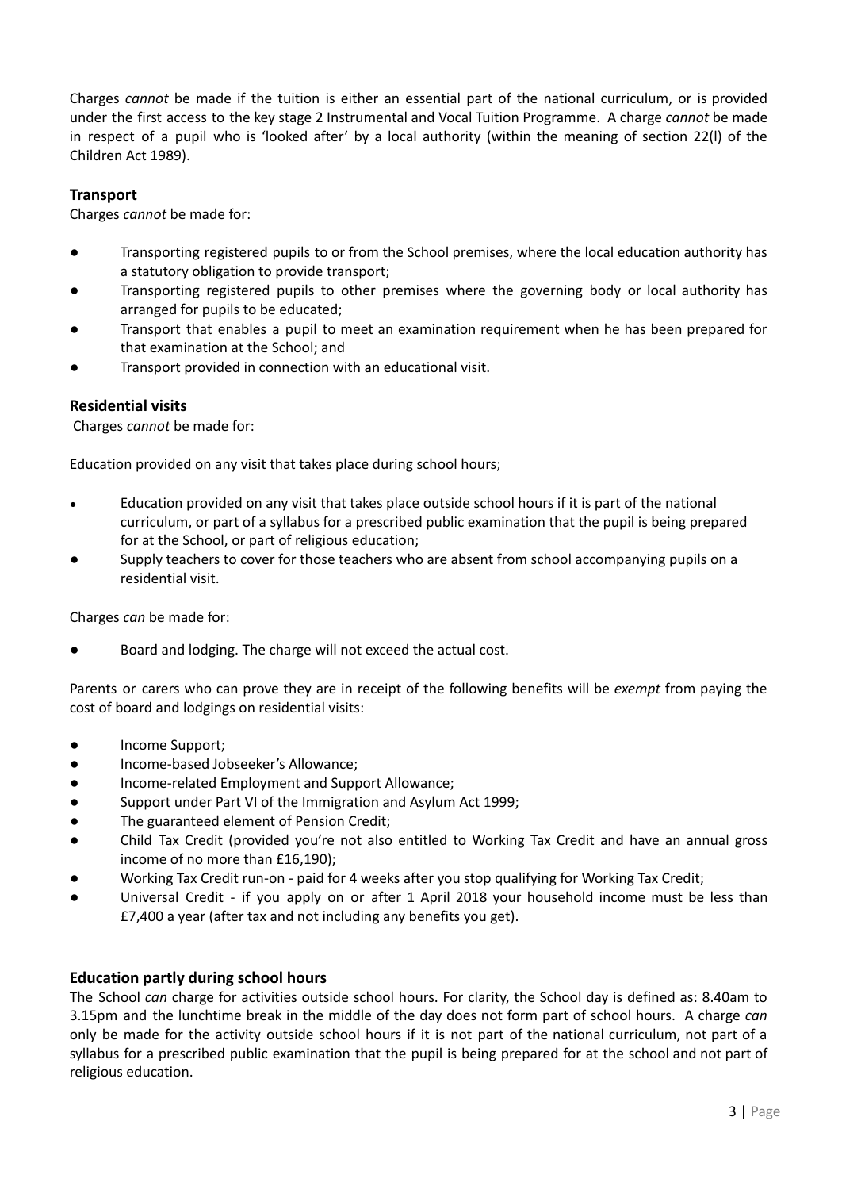Charges *cannot* be made if the tuition is either an essential part of the national curriculum, or is provided under the first access to the key stage 2 Instrumental and Vocal Tuition Programme. A charge *cannot* be made in respect of a pupil who is 'looked after' by a local authority (within the meaning of section 22(l) of the Children Act 1989).

### Transport

Charges *cannot* be made for:

- Transporting registered pupils to or from the School premises, where the local education authority has a statutory obligation to provide transport;
- Transporting registered pupils to other premises where the governing body or local authority has arranged for pupils to be educated;
- Transport that enables a pupil to meet an examination requirement when he has been prepared for that examination at the School; and
- Transport provided in connection with an educational visit.

### Residential visits

Charges *cannot* be made for:

Education provided on any visit that takes place during school hours;

- Education provided on any visit that takes place outside school hours if it is part of the national curriculum, or part of a syllabus for a prescribed public examination that the pupil is being prepared for at the School, or part of religious education;
- Supply teachers to cover for those teachers who are absent from school accompanying pupils on a residential visit.

Charges *can* be made for:

- Board and lodging. The charge will not exceed the actual cost.

Parents or carers who can prove they are in receipt of the following benefits will be *exempt* from paying the cost of board and lodgings on residential visits:

- Income Support;
- Income-based Jobseeker's Allowance;
- Income-related Employment and Support Allowance;
- Support under Part VI of the Immigration and Asylum Act 1999;
- The guaranteed element of Pension Credit;
- Child Tax Credit (provided you're not also entitled to Working Tax Credit and have an annual gross income of no more than £16,190);
- Working Tax Credit run-on - paid for 4 weeks after you stop qualifying for Working Tax Credit;
- Universal Credit - if you apply on or after 1 April 2018 your household income must be less than £7,400 a year (after tax and not including any benefits you get).

### Education partly during school hours

The School *can* charge for activities outside school hours. For clarity, the School day is defined as: 8.40am to 3.15pm and the lunchtime break in the middle of the day does not form part of school hours. A charge *can* only be made for the activity outside school hours if it is not part of the national curriculum, not part of a syllabus for a prescribed public examination that the pupil is being prepared for at the school and not part of religious education.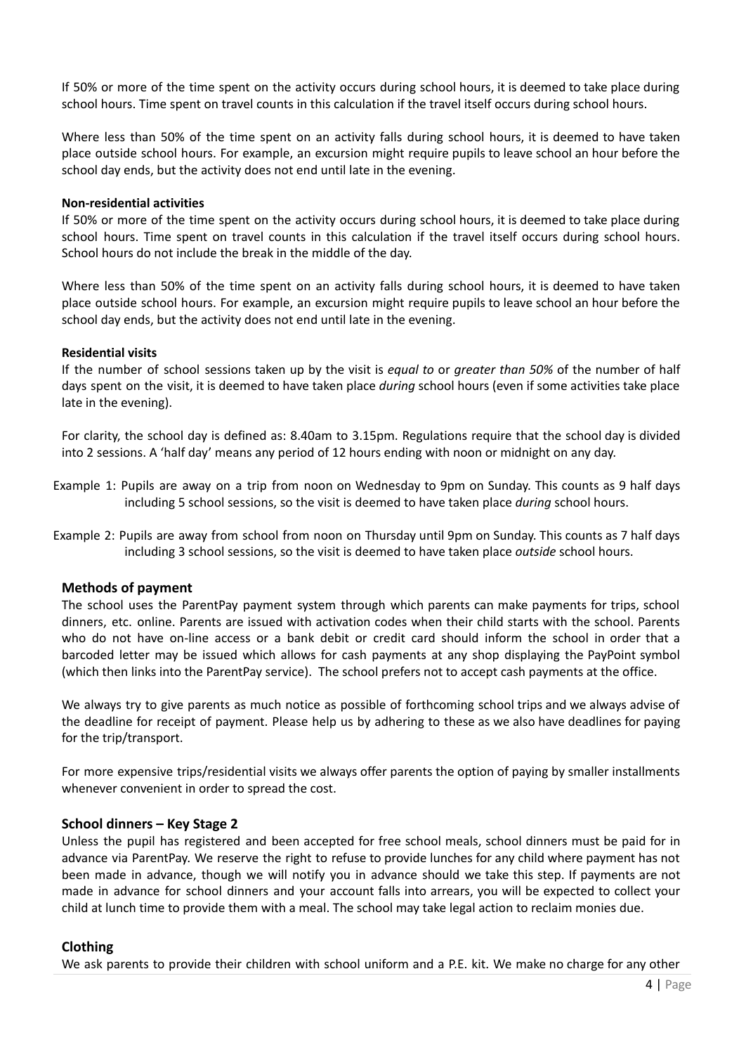If 50% or more of the time spent on the activity occurs during school hours, it is deemed to take place during school hours. Time spent on travel counts in this calculation if the travel itself occurs during school hours.

Where less than 50% of the time spent on an activity falls during school hours, it is deemed to have taken place outside school hours. For example, an excursion might require pupils to leave school an hour before the school day ends, but the activity does not end until late in the evening.

**Non-residential activities**

If 50% or more of the time spent on the activity occurs during school hours, it is deemed to take place during school hours. Time spent on travel counts in this calculation if the travel itself occurs during school hours. School hours do not include the break in the middle of the day.

Where less than 50% of the time spent on an activity falls during school hours, it is deemed to have taken place outside school hours. For example, an excursion might require pupils to leave school an hour before the school day ends, but the activity does not end until late in the evening.

**Residential visits**

If the number of school sessions taken up by the visit is *equal to* or *greater than 50%* of the number of half days spent on the visit, it is deemed to have taken place *during* school hours (even if some activities take place late in the evening).

For clarity, the school day is defined as: 8.40am to 3.15pm. Regulations require that the school day is divided into 2 sessions. A 'half day' means any period of 12 hours ending with noon or midnight on any day.

Example 1: Pupils are away on a trip from noon on Wednesday to 9pm on Sunday. This counts as 9 half days including 5 school sessions, so the visit is deemed to have taken place *during* school hours.

Example 2: Pupils are away from school from noon on Thursday until 9pm on Sunday. This counts as 7 half days including 3 school sessions, so the visit is deemed to have taken place *outside* school hours.

## Methods of payment

The school uses the ParentPay payment system through which parents can make payments for trips, school dinners, etc. online. Parents are issued with activation codes when their child starts with the school. Parents who do not have on-line access or a bank debit or credit card should inform the school in order that a barcoded letter may be issued which allows for cash payments at any shop displaying the PayPoint symbol (which then links into the ParentPay service). The school prefers not to accept cash payments at the office.

We always try to give parents as much notice as possible of forthcoming school trips and we always advise of the deadline for receipt of payment. Please help us by adhering to these as we also have deadlines for paying for the trip/transport.

For more expensive trips/residential visits we always offer parents the option of paying by smaller installments whenever convenient in order to spread the cost.

## School dinners – Key Stage 2

Unless the pupil has registered and been accepted for free school meals, school dinners must be paid for in advance via ParentPay. We reserve the right to refuse to provide lunches for any child where payment has not been made in advance, though we will notify you in advance should we take this step. If payments are not made in advance for school dinners and your account falls into arrears, you will be expected to collect your child at lunch time to provide them with a meal. The school may take legal action to reclaim monies due.

## Clothing

We ask parents to provide their children with school uniform and a P.E. kit. We make no charge for any other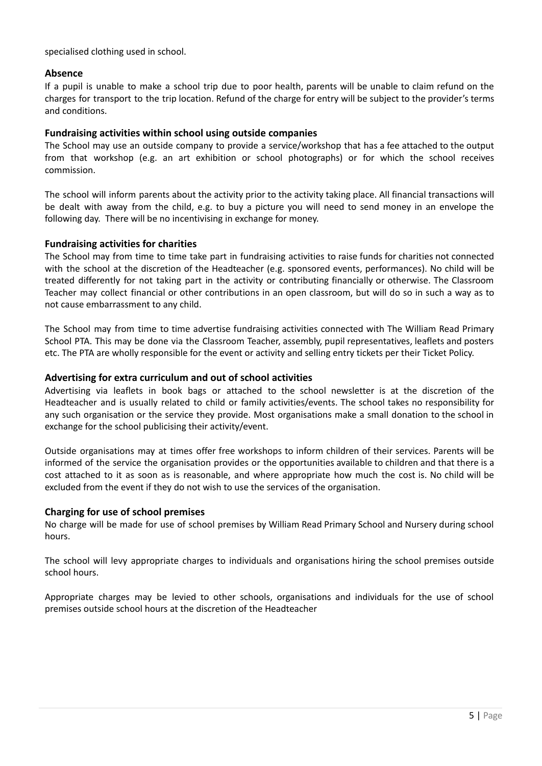specialised clothing used in school.

### Absence

If a pupil is unable to make a school trip due to poor health, parents will be unable to claim refund on the charges for transport to the trip location. Refund of the charge for entry will be subject to the provider's terms and conditions.

### Fundraising activities within school using outside companies

The School may use an outside company to provide a service/workshop that has a fee attached to the output from that workshop (e.g. an art exhibition or school photographs) or for which the school receives commission.

The school will inform parents about the activity prior to the activity taking place. All financial transactions will be dealt with away from the child, e.g. to buy a picture you will need to send money in an envelope the following day. There will be no incentivising in exchange for money.

### Fundraising activities for charities

The School may from time to time take part in fundraising activities to raise funds for charities not connected with the school at the discretion of the Headteacher (e.g. sponsored events, performances). No child will be treated differently for not taking part in the activity or contributing financially or otherwise. The Classroom Teacher may collect financial or other contributions in an open classroom, but will do so in such a way as to not cause embarrassment to any child.

The School may from time to time advertise fundraising activities connected with The William Read Primary School PTA. This may be done via the Classroom Teacher, assembly, pupil representatives, leaflets and posters etc. The PTA are wholly responsible for the event or activity and selling entry tickets per their Ticket Policy.

### Advertising for extra curriculum and out of school activities

Advertising via leaflets in book bags or attached to the school newsletter is at the discretion of the Headteacher and is usually related to child or family activities/events. The school takes no responsibility for any such organisation or the service they provide. Most organisations make a small donation to the school in exchange for the school publicising their activity/event.

Outside organisations may at times offer free workshops to inform children of their services. Parents will be informed of the service the organisation provides or the opportunities available to children and that there is a cost attached to it as soon as is reasonable, and where appropriate how much the cost is. No child will be excluded from the event if they do not wish to use the services of the organisation.

### Charging for use of school premises

No charge will be made for use of school premises by William Read Primary School and Nursery during school hours.

The school will levy appropriate charges to individuals and organisations hiring the school premises outside school hours.

Appropriate charges may be levied to other schools, organisations and individuals for the use of school premises outside school hours at the discretion of the Headteacher